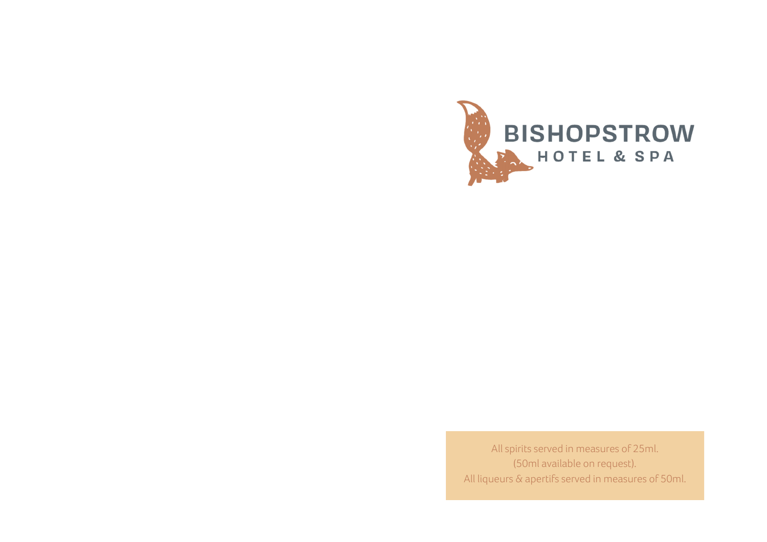# BISHOPSTROW

## HOTEL & SPA

All spirits served in measures of 25ml.
(50ml available on request).
All liqueurs & apertifs served in measures of 50ml.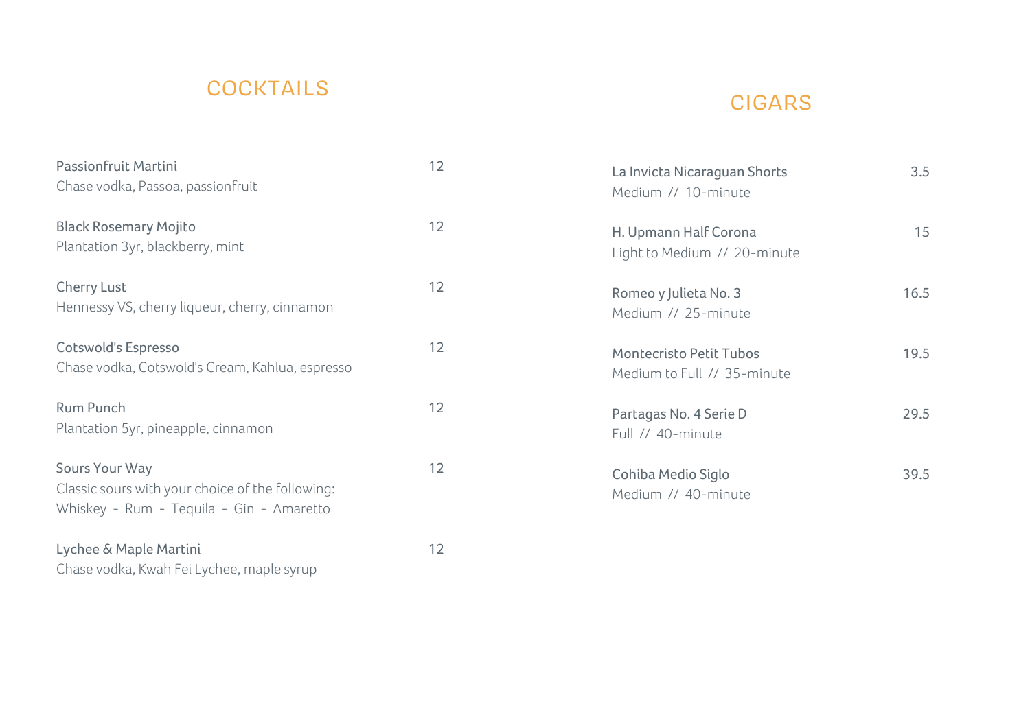## COCKTAILS

**Passionfruit Martini** — 12
Chase vodka, Passoa, passionfruit

**Black Rosemary Mojito** — 12
Plantation 3yr, blackberry, mint

**Cherry Lust** — 12
Hennessy VS, cherry liqueur, cherry, cinnamon

**Cotswold's Espresso** — 12
Chase vodka, Cotswold's Cream, Kahlua, espresso

**Rum Punch** — 12
Plantation 5yr, pineapple, cinnamon

**Sours Your Way** — 12
Classic sours with your choice of the following:
Whiskey - Rum - Tequila - Gin - Amaretto

**Lychee & Maple Martini** — 12
Chase vodka, Kwah Fei Lychee, maple syrup

## CIGARS

**La Invicta Nicaraguan Shorts** — 3.5
Medium // 10-minute

**H. Upmann Half Corona** — 15
Light to Medium // 20-minute

**Romeo y Julieta No. 3** — 16.5
Medium // 25-minute

**Montecristo Petit Tubos** — 19.5
Medium to Full // 35-minute

**Partagas No. 4 Serie D** — 29.5
Full // 40-minute

**Cohiba Medio Siglo** — 39.5
Medium // 40-minute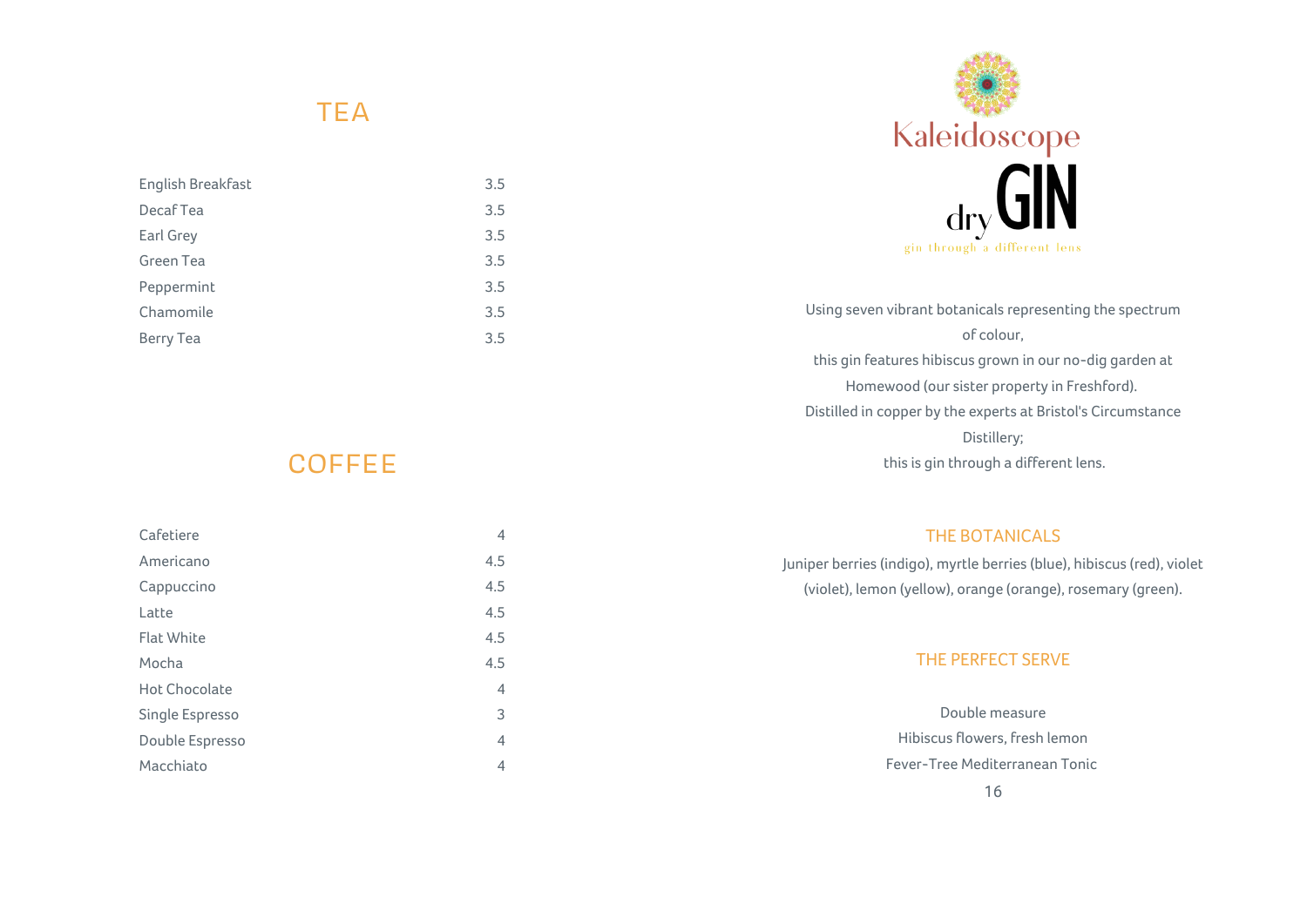## TEA

| | |
|---|---|
| English Breakfast | 3.5 |
| Decaf Tea | 3.5 |
| Earl Grey | 3.5 |
| Green Tea | 3.5 |
| Peppermint | 3.5 |
| Chamomile | 3.5 |
| Berry Tea | 3.5 |

## COFFEE

| | |
|---|---|
| Cafetiere | 4 |
| Americano | 4.5 |
| Cappuccino | 4.5 |
| Latte | 4.5 |
| Flat White | 4.5 |
| Mocha | 4.5 |
| Hot Chocolate | 4 |
| Single Espresso | 3 |
| Double Espresso | 4 |
| Macchiato | 4 |

# Kaleidoscope dry GIN

gin through a different lens

Using seven vibrant botanicals representing the spectrum of colour,
this gin features hibiscus grown in our no-dig garden at Homewood (our sister property in Freshford).
Distilled in copper by the experts at Bristol's Circumstance Distillery;
this is gin through a different lens.

### THE BOTANICALS

Juniper berries (indigo), myrtle berries (blue), hibiscus (red), violet (violet), lemon (yellow), orange (orange), rosemary (green).

### THE PERFECT SERVE

Double measure
Hibiscus flowers, fresh lemon
Fever-Tree Mediterranean Tonic
16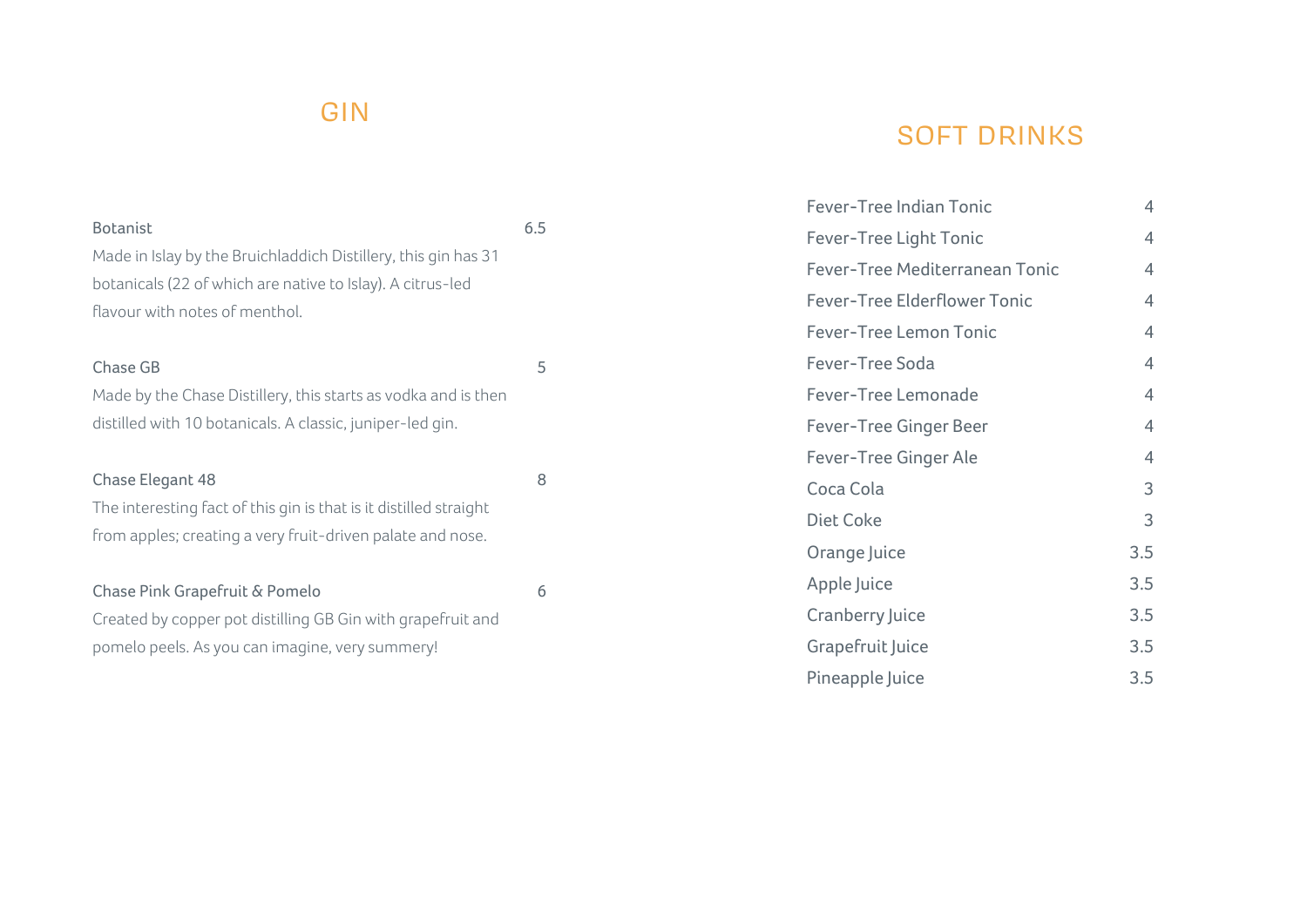## GIN

**Botanist** — 6.5

Made in Islay by the Bruichladdich Distillery, this gin has 31 botanicals (22 of which are native to Islay). A citrus-led flavour with notes of menthol.

**Chase GB** — 5

Made by the Chase Distillery, this starts as vodka and is then distilled with 10 botanicals. A classic, juniper-led gin.

**Chase Elegant 48** — 8

The interesting fact of this gin is that is it distilled straight from apples; creating a very fruit-driven palate and nose.

**Chase Pink Grapefruit & Pomelo** — 6

Created by copper pot distilling GB Gin with grapefruit and pomelo peels. As you can imagine, very summery!

## SOFT DRINKS

| Drink | Price |
|---|---|
| Fever-Tree Indian Tonic | 4 |
| Fever-Tree Light Tonic | 4 |
| Fever-Tree Mediterranean Tonic | 4 |
| Fever-Tree Elderflower Tonic | 4 |
| Fever-Tree Lemon Tonic | 4 |
| Fever-Tree Soda | 4 |
| Fever-Tree Lemonade | 4 |
| Fever-Tree Ginger Beer | 4 |
| Fever-Tree Ginger Ale | 4 |
| Coca Cola | 3 |
| Diet Coke | 3 |
| Orange Juice | 3.5 |
| Apple Juice | 3.5 |
| Cranberry Juice | 3.5 |
| Grapefruit Juice | 3.5 |
| Pineapple Juice | 3.5 |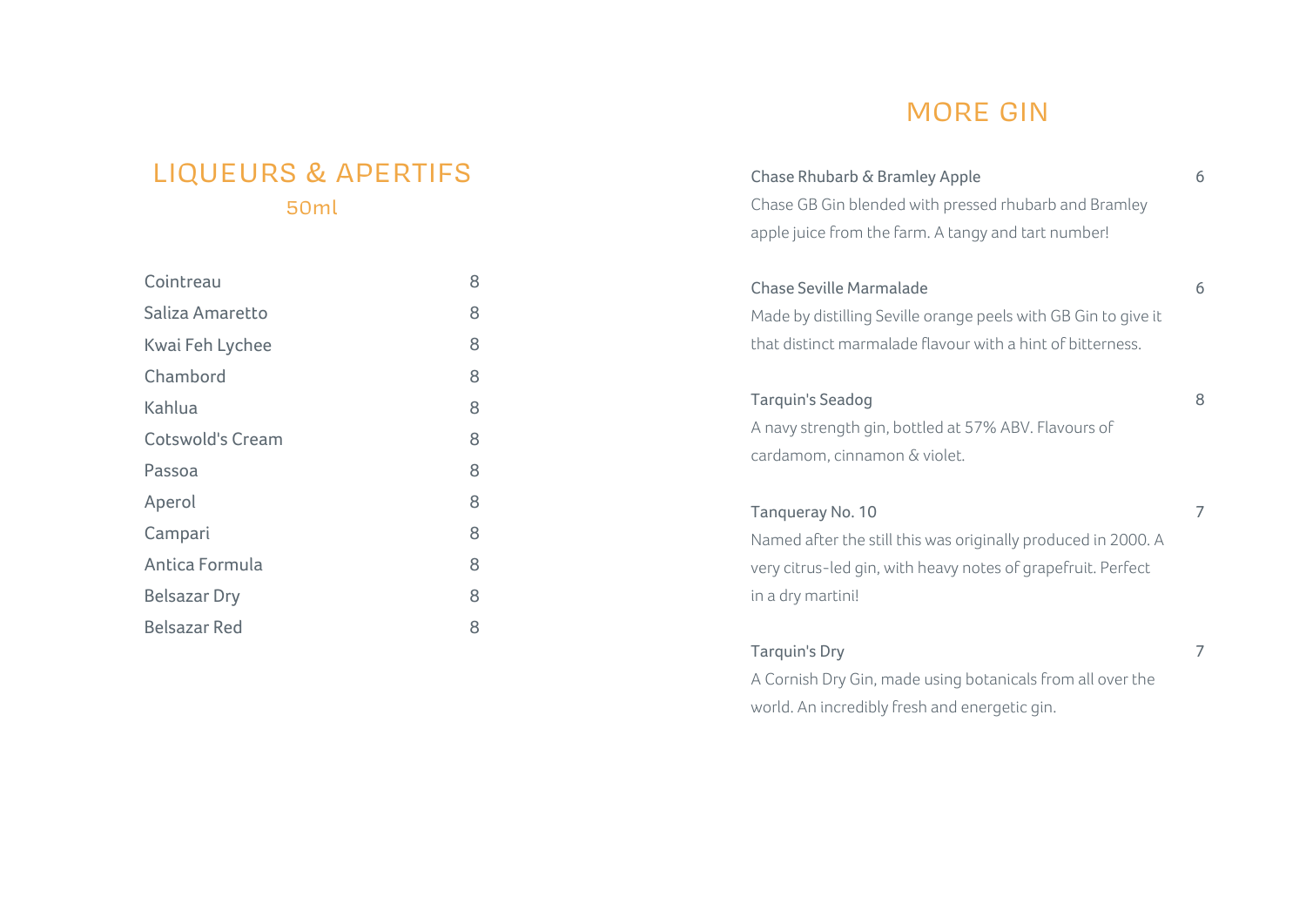## LIQUEURS & APERTIFS

50ml

| | |
|---|---|
| Cointreau | 8 |
| Saliza Amaretto | 8 |
| Kwai Feh Lychee | 8 |
| Chambord | 8 |
| Kahlua | 8 |
| Cotswold's Cream | 8 |
| Passoa | 8 |
| Aperol | 8 |
| Campari | 8 |
| Antica Formula | 8 |
| Belsazar Dry | 8 |
| Belsazar Red | 8 |

## MORE GIN

**Chase Rhubarb & Bramley Apple** — 6

Chase GB Gin blended with pressed rhubarb and Bramley apple juice from the farm. A tangy and tart number!

**Chase Seville Marmalade** — 6

Made by distilling Seville orange peels with GB Gin to give it that distinct marmalade flavour with a hint of bitterness.

**Tarquin's Seadog** — 8

A navy strength gin, bottled at 57% ABV. Flavours of cardamom, cinnamon & violet.

**Tanqueray No. 10** — 7

Named after the still this was originally produced in 2000. A very citrus-led gin, with heavy notes of grapefruit. Perfect in a dry martini!

**Tarquin's Dry** — 7

A Cornish Dry Gin, made using botanicals from all over the world. An incredibly fresh and energetic gin.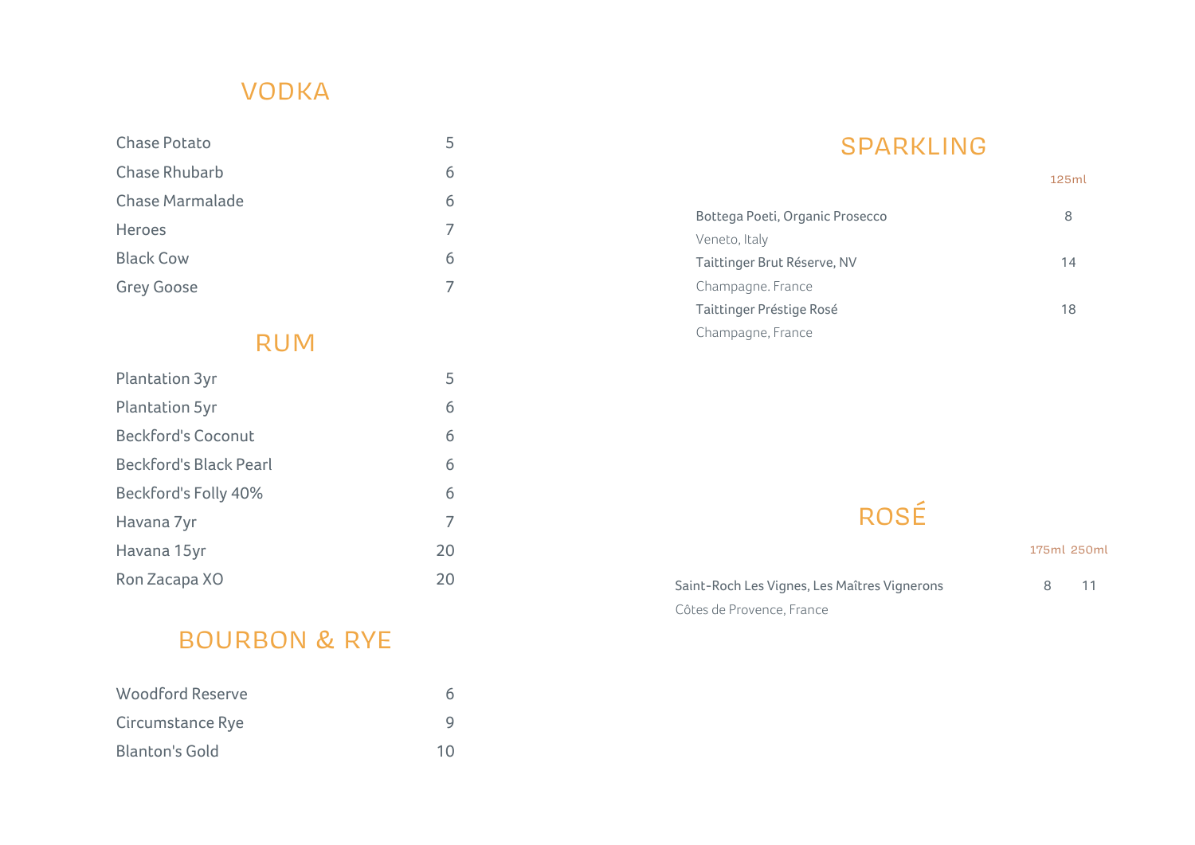## VODKA

| | |
|---|---|
| Chase Potato | 5 |
| Chase Rhubarb | 6 |
| Chase Marmalade | 6 |
| Heroes | 7 |
| Black Cow | 6 |
| Grey Goose | 7 |

## RUM

| | |
|---|---|
| Plantation 3yr | 5 |
| Plantation 5yr | 6 |
| Beckford's Coconut | 6 |
| Beckford's Black Pearl | 6 |
| Beckford's Folly 40% | 6 |
| Havana 7yr | 7 |
| Havana 15yr | 20 |
| Ron Zacapa XO | 20 |

## BOURBON & RYE

| | |
|---|---|
| Woodford Reserve | 6 |
| Circumstance Rye | 9 |
| Blanton's Gold | 10 |

## SPARKLING

| | 125ml |
|---|---|
| Bottega Poeti, Organic Prosecco<br>Veneto, Italy | 8 |
| Taittinger Brut Réserve, NV<br>Champagne. France | 14 |
| Taittinger Préstige Rosé<br>Champagne, France | 18 |

## ROSÉ

| | 175ml | 250ml |
|---|---|---|
| Saint-Roch Les Vignes, Les Maîtres Vignerons<br>Côtes de Provence, France | 8 | 11 |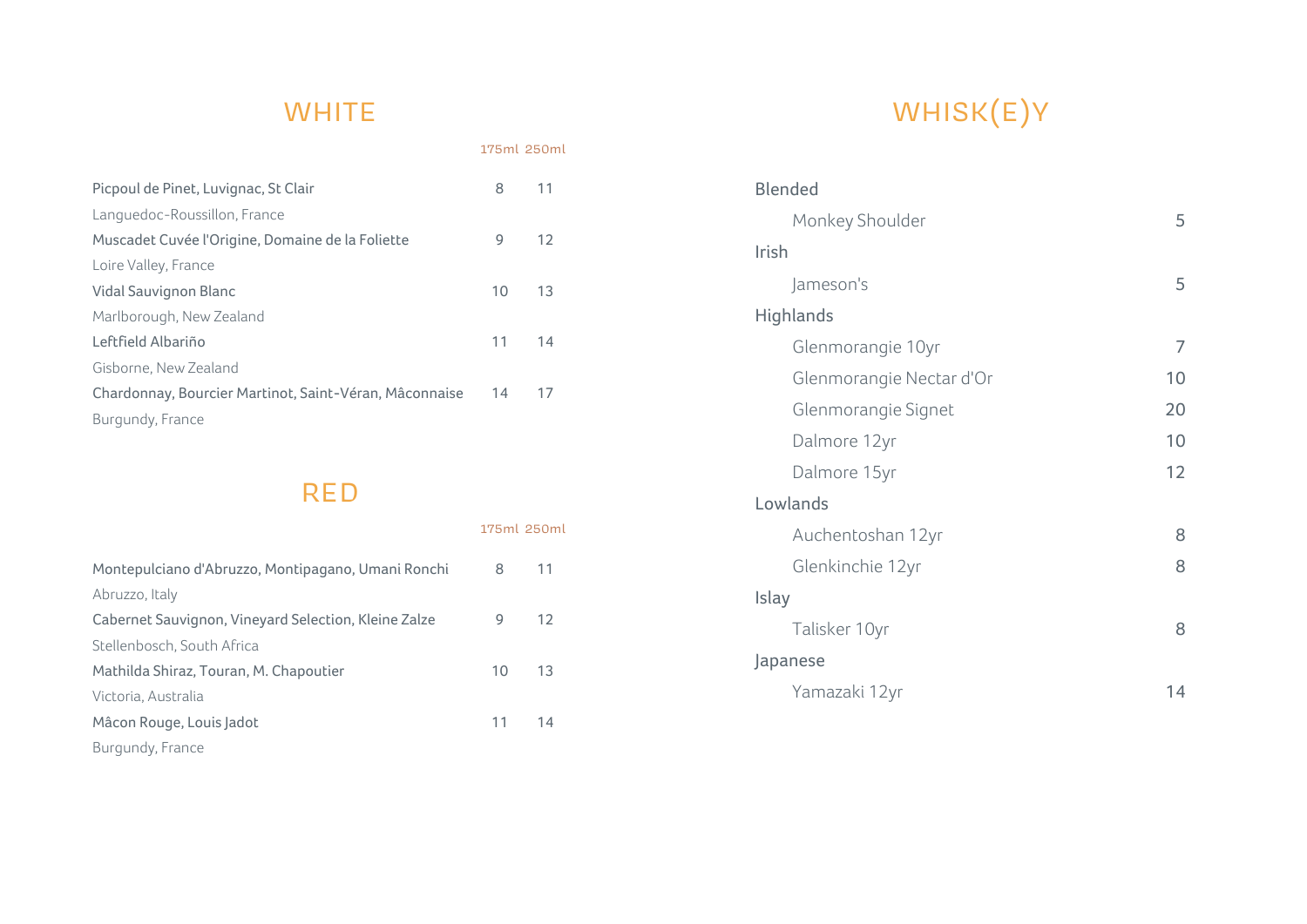## WHITE

| | 175ml | 250ml |
|---|---|---|
| Picpoul de Pinet, Luvignac, St Clair<br>Languedoc-Roussillon, France | 8 | 11 |
| Muscadet Cuvée l'Origine, Domaine de la Foliette<br>Loire Valley, France | 9 | 12 |
| Vidal Sauvignon Blanc<br>Marlborough, New Zealand | 10 | 13 |
| Leftfield Albariño<br>Gisborne, New Zealand | 11 | 14 |
| Chardonnay, Bourcier Martinot, Saint-Véran, Mâconnaise<br>Burgundy, France | 14 | 17 |

## RED

| | 175ml | 250ml |
|---|---|---|
| Montepulciano d'Abruzzo, Montipagano, Umani Ronchi<br>Abruzzo, Italy | 8 | 11 |
| Cabernet Sauvignon, Vineyard Selection, Kleine Zalze<br>Stellenbosch, South Africa | 9 | 12 |
| Mathilda Shiraz, Touran, M. Chapoutier<br>Victoria, Australia | 10 | 13 |
| Mâcon Rouge, Louis Jadot<br>Burgundy, France | 11 | 14 |

## WHISK(E)Y

**Blended**

| | |
|---|---|
| Monkey Shoulder | 5 |

**Irish**

| | |
|---|---|
| Jameson's | 5 |

**Highlands**

| | |
|---|---|
| Glenmorangie 10yr | 7 |
| Glenmorangie Nectar d'Or | 10 |
| Glenmorangie Signet | 20 |
| Dalmore 12yr | 10 |
| Dalmore 15yr | 12 |

**Lowlands**

| | |
|---|---|
| Auchentoshan 12yr | 8 |
| Glenkinchie 12yr | 8 |

**Islay**

| | |
|---|---|
| Talisker 10yr | 8 |

**Japanese**

| | |
|---|---|
| Yamazaki 12yr | 14 |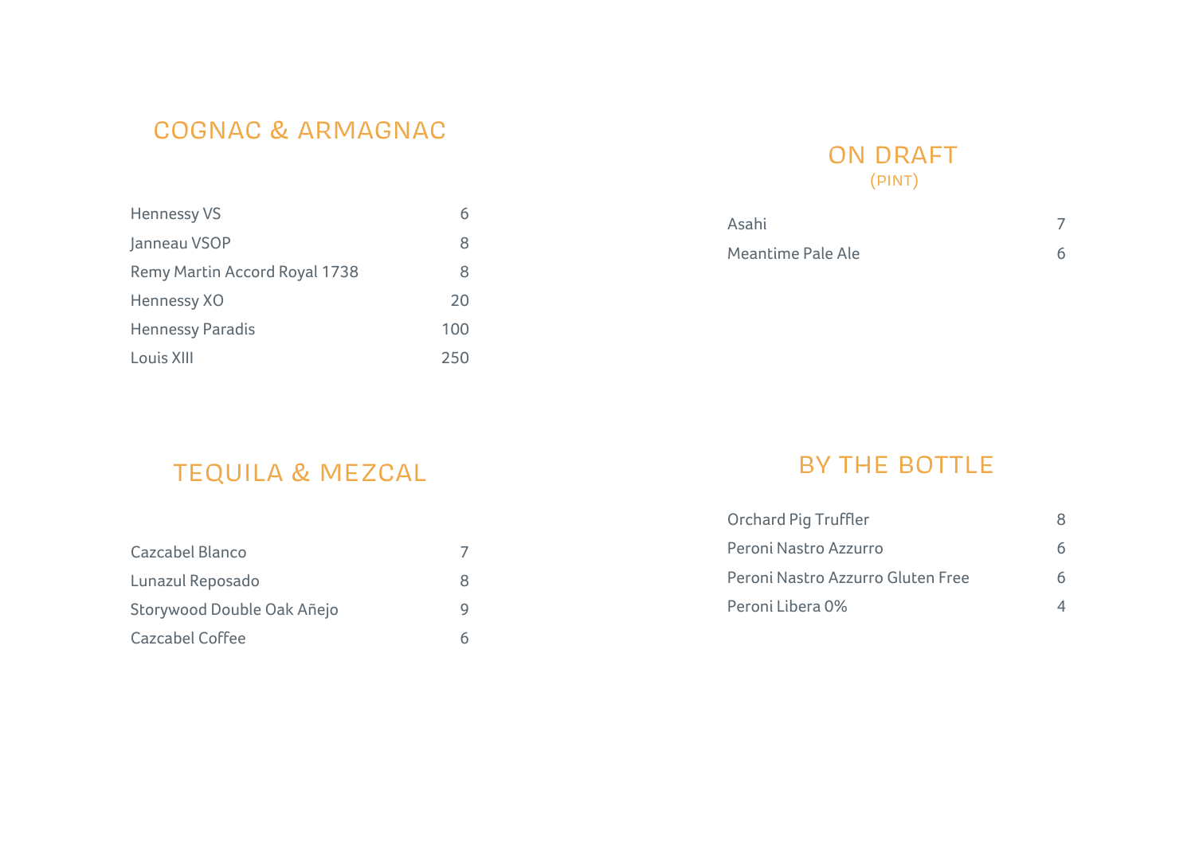## COGNAC & ARMAGNAC

| | |
|---|---|
| Hennessy VS | 6 |
| Janneau VSOP | 8 |
| Remy Martin Accord Royal 1738 | 8 |
| Hennessy XO | 20 |
| Hennessy Paradis | 100 |
| Louis XIII | 250 |

## TEQUILA & MEZCAL

| | |
|---|---|
| Cazcabel Blanco | 7 |
| Lunazul Reposado | 8 |
| Storywood Double Oak Añejo | 9 |
| Cazcabel Coffee | 6 |

## ON DRAFT

(PINT)

| | |
|---|---|
| Asahi | 7 |
| Meantime Pale Ale | 6 |

## BY THE BOTTLE

| | |
|---|---|
| Orchard Pig Truffler | 8 |
| Peroni Nastro Azzurro | 6 |
| Peroni Nastro Azzurro Gluten Free | 6 |
| Peroni Libera 0% | 4 |